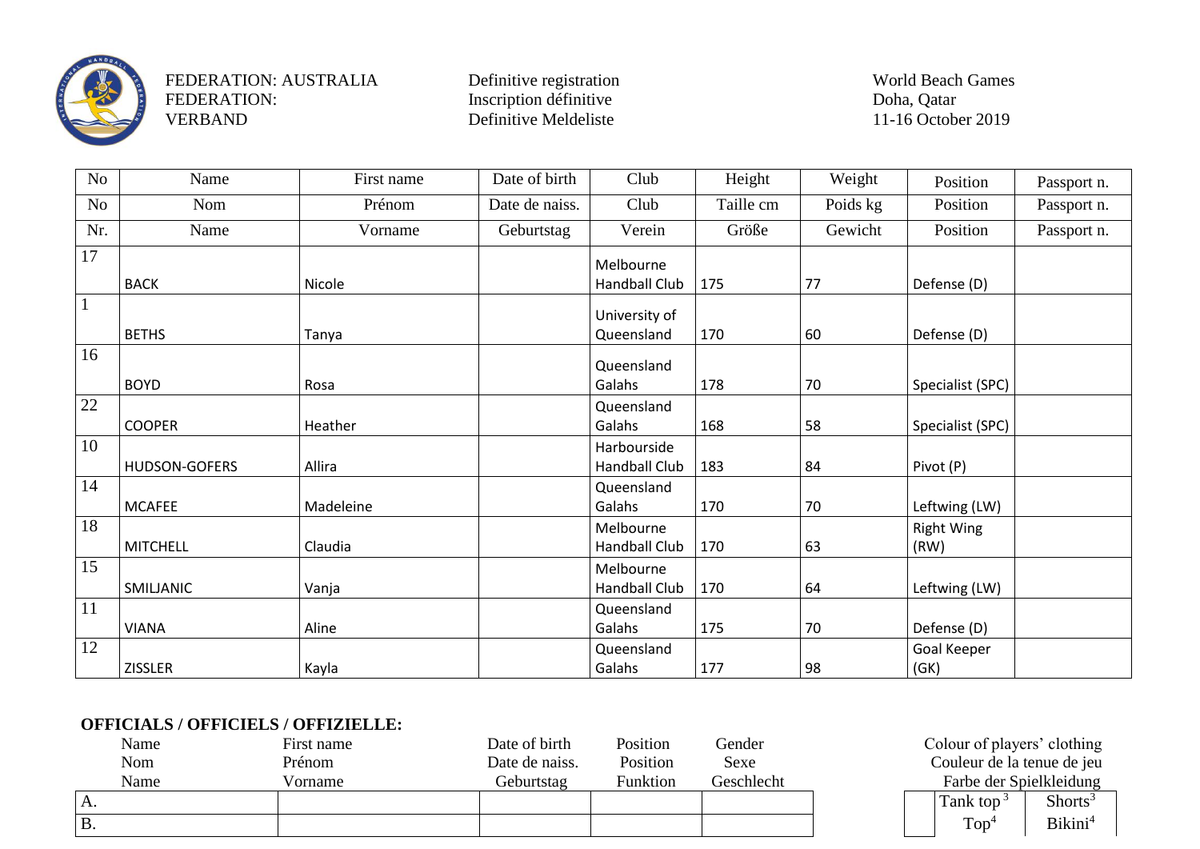FEDERATION: AUSTRALIA
FEDERATION:
VERBAND

Definitive registration
Inscription définitive
Definitive Meldeliste

World Beach Games
Doha, Qatar
11-16 October 2019

| No | Name | First name | Date of birth | Club | Height | Weight | Position | Passport n. |
|---|---|---|---|---|---|---|---|---|
| No | Nom | Prénom | Date de naiss. | Club | Taille cm | Poids kg | Position | Passport n. |
| Nr. | Name | Vorname | Geburtstag | Verein | Größe | Gewicht | Position | Passport n. |
| 17 | BACK | Nicole | | Melbourne Handball Club | 175 | 77 | Defense (D) | |
| 1 | BETHS | Tanya | | University of Queensland | 170 | 60 | Defense (D) | |
| 16 | BOYD | Rosa | | Queensland Galahs | 178 | 70 | Specialist (SPC) | |
| 22 | COOPER | Heather | | Queensland Galahs | 168 | 58 | Specialist (SPC) | |
| 10 | HUDSON-GOFERS | Allira | | Harbourside Handball Club | 183 | 84 | Pivot (P) | |
| 14 | MCAFEE | Madeleine | | Queensland Galahs | 170 | 70 | Leftwing (LW) | |
| 18 | MITCHELL | Claudia | | Melbourne Handball Club | 170 | 63 | Right Wing (RW) | |
| 15 | SMILJANIC | Vanja | | Melbourne Handball Club | 170 | 64 | Leftwing (LW) | |
| 11 | VIANA | Aline | | Queensland Galahs | 175 | 70 | Defense (D) | |
| 12 | ZISSLER | Kayla | | Queensland Galahs | 177 | 98 | Goal Keeper (GK) | |

**OFFICIALS / OFFICIELS / OFFIZIELLE:**

| | Name / Nom / Name | First name / Prénom / Vorname | Date of birth / Date de naiss. / Geburtstag | Position / Position / Funktion | Gender / Sexe / Geschlecht |
|---|---|---|---|---|---|
| A. | | | | | |
| B. | | | | | |

Colour of players' clothing
Couleur de la tenue de jeu
Farbe der Spielkleidung

| | Tank top [3] | Shorts[3] |
|---|---|---|
| | Top[4] | Bikini[4] |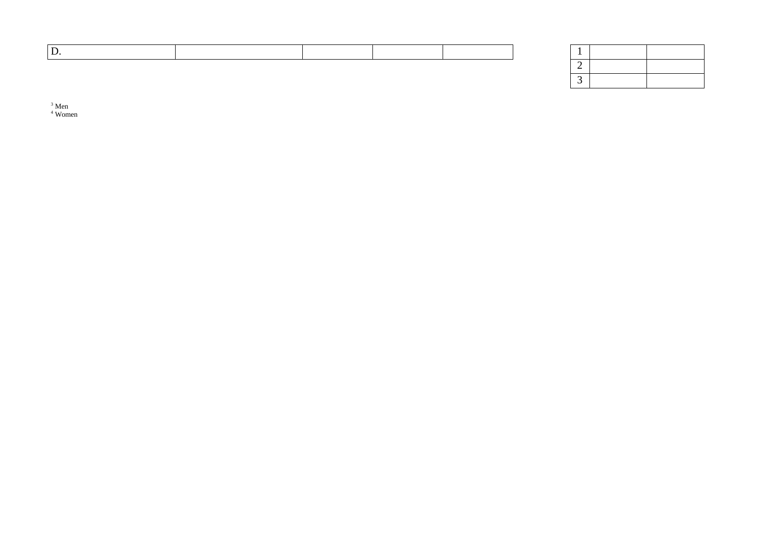| | | | | |
|---|---|---|---|---|
| D. | | | | |

| | | |
|---|---|---|
| 1 | | |
| 2 | | |
| 3 | | |

[3] Men
[4] Women